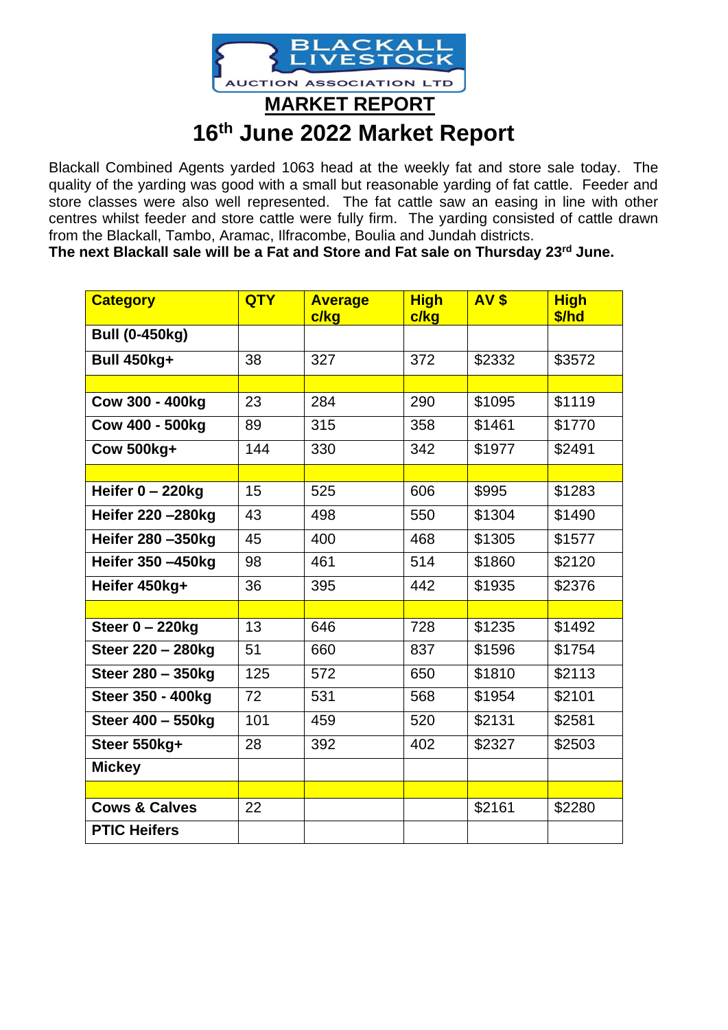BLACKALL LIVESTOCK
AUCTION ASSOCIATION LTD

# MARKET REPORT

## 16th June 2022 Market Report

Blackall Combined Agents yarded 1063 head at the weekly fat and store sale today. The quality of the yarding was good with a small but reasonable yarding of fat cattle. Feeder and store classes were also well represented. The fat cattle saw an easing in line with other centres whilst feeder and store cattle were fully firm. The yarding consisted of cattle drawn from the Blackall, Tambo, Aramac, Ilfracombe, Boulia and Jundah districts.

**The next Blackall sale will be a Fat and Store and Fat sale on Thursday 23rd June.**

| Category | QTY | Average c/kg | High c/kg | AV $ | High $/hd |
|---|---|---|---|---|---|
| **Bull (0-450kg)** | | | | | |
| **Bull 450kg+** | 38 | 327 | 372 | $2332 | $3572 |
| | | | | | |
| **Cow 300 - 400kg** | 23 | 284 | 290 | $1095 | $1119 |
| **Cow 400 - 500kg** | 89 | 315 | 358 | $1461 | $1770 |
| **Cow 500kg+** | 144 | 330 | 342 | $1977 | $2491 |
| | | | | | |
| **Heifer 0 – 220kg** | 15 | 525 | 606 | $995 | $1283 |
| **Heifer 220 –280kg** | 43 | 498 | 550 | $1304 | $1490 |
| **Heifer 280 –350kg** | 45 | 400 | 468 | $1305 | $1577 |
| **Heifer 350 –450kg** | 98 | 461 | 514 | $1860 | $2120 |
| **Heifer 450kg+** | 36 | 395 | 442 | $1935 | $2376 |
| | | | | | |
| **Steer 0 – 220kg** | 13 | 646 | 728 | $1235 | $1492 |
| **Steer 220 – 280kg** | 51 | 660 | 837 | $1596 | $1754 |
| **Steer 280 – 350kg** | 125 | 572 | 650 | $1810 | $2113 |
| **Steer 350 - 400kg** | 72 | 531 | 568 | $1954 | $2101 |
| **Steer 400 – 550kg** | 101 | 459 | 520 | $2131 | $2581 |
| **Steer 550kg+** | 28 | 392 | 402 | $2327 | $2503 |
| **Mickey** | | | | | |
| | | | | | |
| **Cows & Calves** | 22 | | | $2161 | $2280 |
| **PTIC Heifers** | | | | | |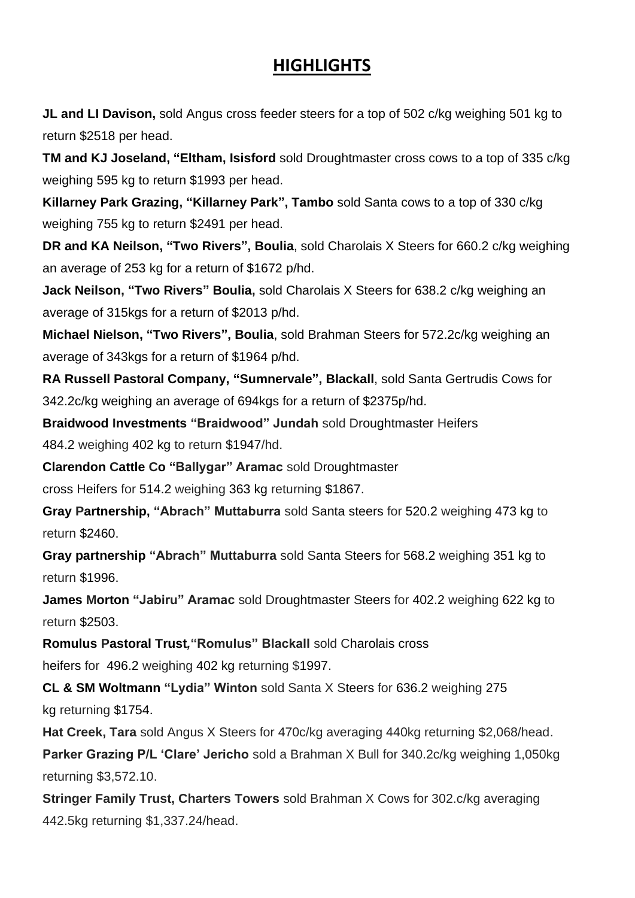# HIGHLIGHTS

**JL and LI Davison,** sold Angus cross feeder steers for a top of 502 c/kg weighing 501 kg to return $2518 per head.

**TM and KJ Joseland, "Eltham, Isisford** sold Droughtmaster cross cows to a top of 335 c/kg weighing 595 kg to return $1993 per head.

**Killarney Park Grazing, "Killarney Park", Tambo** sold Santa cows to a top of 330 c/kg weighing 755 kg to return $2491 per head.

**DR and KA Neilson, "Two Rivers", Boulia**, sold Charolais X Steers for 660.2 c/kg weighing an average of 253 kg for a return of $1672 p/hd.

**Jack Neilson, "Two Rivers" Boulia,** sold Charolais X Steers for 638.2 c/kg weighing an average of 315kgs for a return of $2013 p/hd.

**Michael Nielson, "Two Rivers", Boulia**, sold Brahman Steers for 572.2c/kg weighing an average of 343kgs for a return of $1964 p/hd.

**RA Russell Pastoral Company, "Sumnervale", Blackall**, sold Santa Gertrudis Cows for 342.2c/kg weighing an average of 694kgs for a return of $2375p/hd.

**Braidwood Investments "Braidwood" Jundah** sold Droughtmaster Heifers 484.2 weighing 402 kg to return $1947/hd.

**Clarendon Cattle Co "Ballygar" Aramac** sold Droughtmaster cross Heifers for 514.2 weighing 363 kg returning $1867.

**Gray Partnership, "Abrach" Muttaburra** sold Santa steers for 520.2 weighing 473 kg to return $2460.

**Gray partnership "Abrach" Muttaburra** sold Santa Steers for 568.2 weighing 351 kg to return $1996.

**James Morton "Jabiru" Aramac** sold Droughtmaster Steers for 402.2 weighing 622 kg to return $2503.

**Romulus Pastoral Trust, "Romulus" Blackall** sold Charolais cross heifers for 496.2 weighing 402 kg returning $1997.

**CL & SM Woltmann "Lydia" Winton** sold Santa X Steers for 636.2 weighing 275 kg returning $1754.

**Hat Creek, Tara** sold Angus X Steers for 470c/kg averaging 440kg returning $2,068/head.

**Parker Grazing P/L 'Clare' Jericho** sold a Brahman X Bull for 340.2c/kg weighing 1,050kg returning $3,572.10.

**Stringer Family Trust, Charters Towers** sold Brahman X Cows for 302.c/kg averaging 442.5kg returning $1,337.24/head.